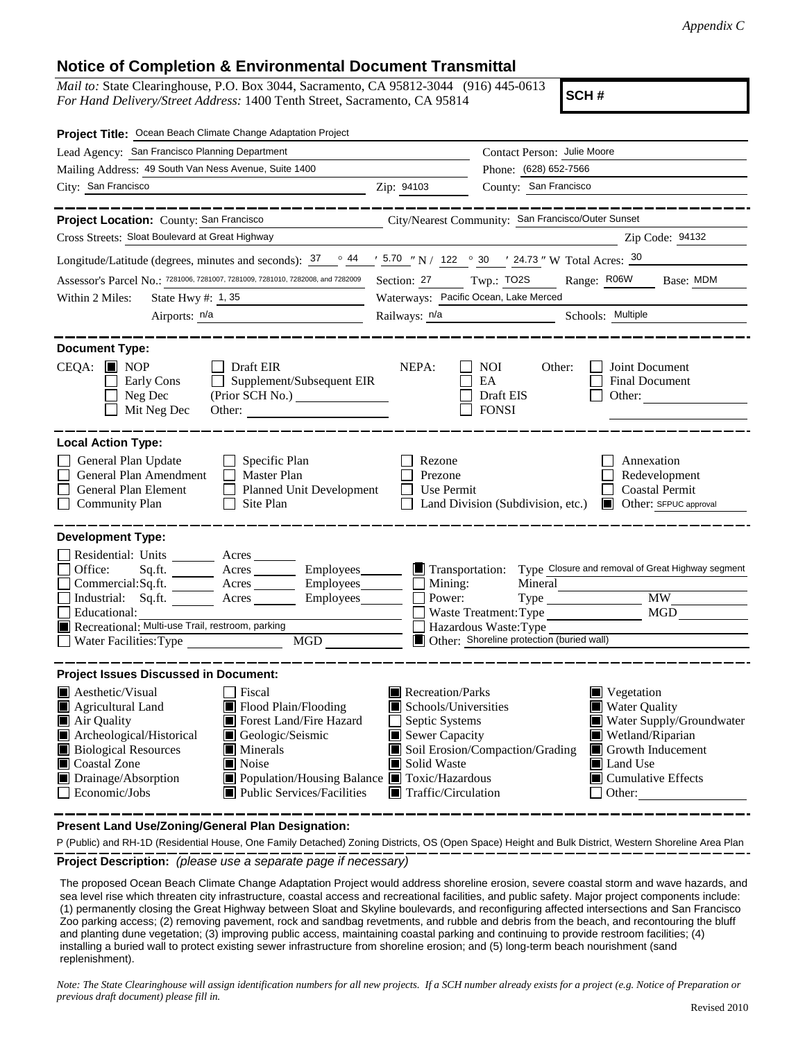*Appendix C*

# Notice of Completion & Environmental Document Transmittal

*Mail to:* State Clearinghouse, P.O. Box 3044, Sacramento, CA 95812-3044 (916) 445-0613
*For Hand Delivery/Street Address:* 1400 Tenth Street, Sacramento, CA 95814

**SCH #**

**Project Title:** Ocean Beach Climate Change Adaptation Project

Lead Agency: San Francisco Planning Department — Contact Person: Julie Moore
Mailing Address: 49 South Van Ness Avenue, Suite 1400 — Phone: (628) 652-7566
City: San Francisco — Zip: 94103 — County: San Francisco

**Project Location:** County: San Francisco — City/Nearest Community: San Francisco/Outer Sunset
Cross Streets: Sloat Boulevard at Great Highway — Zip Code: 94132
Longitude/Latitude (degrees, minutes and seconds): 37 ° 44 ′ 5.70 ″ N / 122 ° 30 ′ 24.73 ″ W Total Acres: 30
Assessor's Parcel No.: 7281006, 7281007, 7281009, 7281010, 7282008, and 7282009 — Section: 27 Twp.: TO2S Range: R06W Base: MDM
Within 2 Miles: State Hwy #: 1, 35 — Waterways: Pacific Ocean, Lake Merced
Airports: n/a — Railways: n/a — Schools: Multiple

**Document Type:**

CEQA: ☒ NOP ☐ Early Cons ☐ Neg Dec ☐ Mit Neg Dec ☐ Draft EIR ☐ Supplement/Subsequent EIR (Prior SCH No.) ______ Other: ______
NEPA: ☐ NOI ☐ EA ☐ Draft EIS ☐ FONSI
Other: ☐ Joint Document ☐ Final Document ☐ Other: ______

**Local Action Type:**

☐ General Plan Update ☐ General Plan Amendment ☐ General Plan Element ☐ Community Plan ☐ Specific Plan ☐ Master Plan ☐ Planned Unit Development ☐ Site Plan ☐ Rezone ☐ Prezone ☐ Use Permit ☐ Land Division (Subdivision, etc.) ☐ Annexation ☐ Redevelopment ☐ Coastal Permit ☒ Other: SFPUC approval

**Development Type:**

☐ Residential: Units ____ Acres ____
☐ Office: Sq.ft. ____ Acres ____ Employees ____
☐ Commercial: Sq.ft. ____ Acres ____ Employees ____
☐ Industrial: Sq.ft. ____ Acres ____ Employees ____
☐ Educational: ____
☒ Recreational: Multi-use Trail, restroom, parking
☐ Water Facilities: Type ____ MGD ____
☒ Transportation: Type Closure and removal of Great Highway segment
☐ Mining: Mineral ____
☐ Power: Type ____ MW ____
☐ Waste Treatment: Type ____ MGD ____
☐ Hazardous Waste: Type ____
☒ Other: Shoreline protection (buried wall)

**Project Issues Discussed in Document:**

☒ Aesthetic/Visual ☒ Agricultural Land ☒ Air Quality ☒ Archeological/Historical ☒ Biological Resources ☒ Coastal Zone ☒ Drainage/Absorption ☐ Economic/Jobs ☐ Fiscal ☒ Flood Plain/Flooding ☒ Forest Land/Fire Hazard ☒ Geologic/Seismic ☒ Minerals ☒ Noise ☒ Population/Housing Balance ☒ Public Services/Facilities ☒ Recreation/Parks ☒ Schools/Universities ☐ Septic Systems ☒ Sewer Capacity ☒ Soil Erosion/Compaction/Grading ☒ Solid Waste ☒ Toxic/Hazardous ☒ Traffic/Circulation ☒ Vegetation ☒ Water Quality ☒ Water Supply/Groundwater ☒ Wetland/Riparian ☒ Growth Inducement ☒ Land Use ☒ Cumulative Effects ☐ Other: ______

**Present Land Use/Zoning/General Plan Designation:**

P (Public) and RH-1D (Residential House, One Family Detached) Zoning Districts, OS (Open Space) Height and Bulk District, Western Shoreline Area Plan

**Project Description:** *(please use a separate page if necessary)*

The proposed Ocean Beach Climate Change Adaptation Project would address shoreline erosion, severe coastal storm and wave hazards, and sea level rise which threaten city infrastructure, coastal access and recreational facilities, and public safety. Major project components include: (1) permanently closing the Great Highway between Sloat and Skyline boulevards, and reconfiguring affected intersections and San Francisco Zoo parking access; (2) removing pavement, rock and sandbag revetments, and rubble and debris from the beach, and recontouring the bluff and planting dune vegetation; (3) improving public access, maintaining coastal parking and continuing to provide restroom facilities; (4) installing a buried wall to protect existing sewer infrastructure from shoreline erosion; and (5) long-term beach nourishment (sand replenishment).

*Note: The State Clearinghouse will assign identification numbers for all new projects. If a SCH number already exists for a project (e.g. Notice of Preparation or previous draft document) please fill in.*

Revised 2010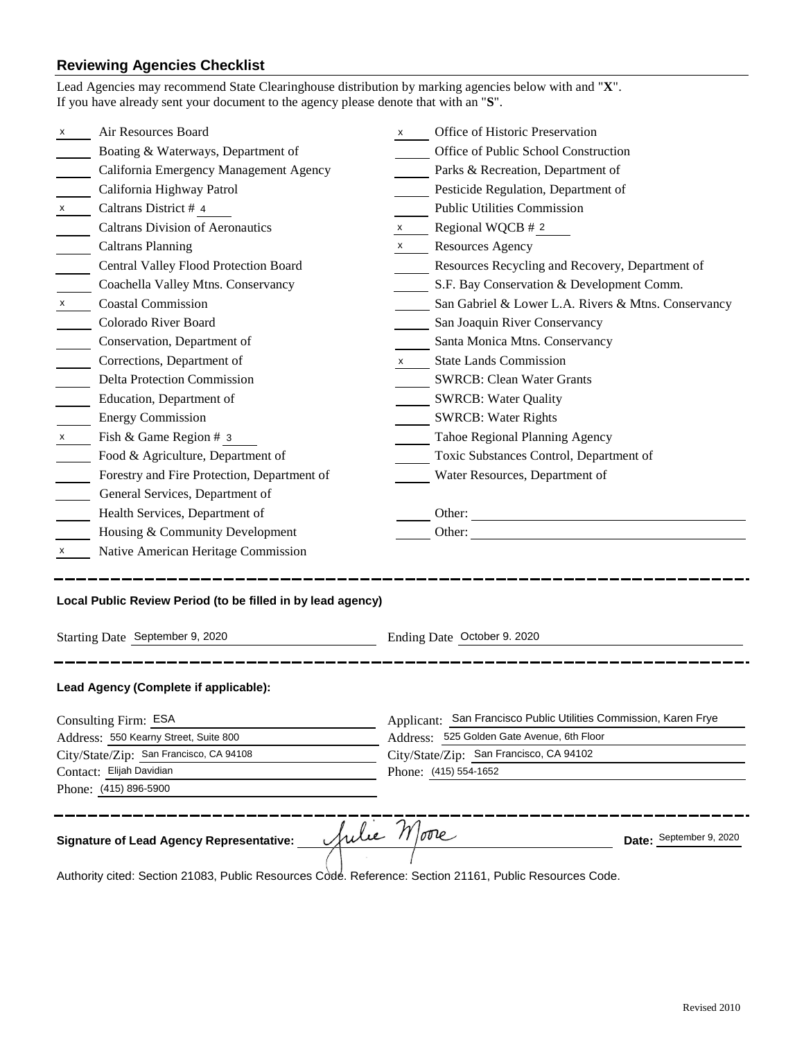## Reviewing Agencies Checklist

Lead Agencies may recommend State Clearinghouse distribution by marking agencies below with and "**X**".
If you have already sent your document to the agency please denote that with an "**S**".

| | | | |
|---|---|---|---|
| x | Air Resources Board | x | Office of Historic Preservation |
| | Boating & Waterways, Department of | | Office of Public School Construction |
| | California Emergency Management Agency | | Parks & Recreation, Department of |
| | California Highway Patrol | | Pesticide Regulation, Department of |
| x | Caltrans District # 4 | | Public Utilities Commission |
| | Caltrans Division of Aeronautics | x | Regional WQCB # 2 |
| | Caltrans Planning | x | Resources Agency |
| | Central Valley Flood Protection Board | | Resources Recycling and Recovery, Department of |
| | Coachella Valley Mtns. Conservancy | | S.F. Bay Conservation & Development Comm. |
| x | Coastal Commission | | San Gabriel & Lower L.A. Rivers & Mtns. Conservancy |
| | Colorado River Board | | San Joaquin River Conservancy |
| | Conservation, Department of | | Santa Monica Mtns. Conservancy |
| | Corrections, Department of | x | State Lands Commission |
| | Delta Protection Commission | | SWRCB: Clean Water Grants |
| | Education, Department of | | SWRCB: Water Quality |
| | Energy Commission | | SWRCB: Water Rights |
| x | Fish & Game Region # 3 | | Tahoe Regional Planning Agency |
| | Food & Agriculture, Department of | | Toxic Substances Control, Department of |
| | Forestry and Fire Protection, Department of | | Water Resources, Department of |
| | General Services, Department of | | |
| | Health Services, Department of | | Other: |
| | Housing & Community Development | | Other: |
| x | Native American Heritage Commission | | |

---

### Local Public Review Period (to be filled in by lead agency)

Starting Date September 9, 2020

Ending Date October 9. 2020

---

### Lead Agency (Complete if applicable):

Consulting Firm: ESA
Address: 550 Kearny Street, Suite 800
City/State/Zip: San Francisco, CA 94108
Contact: Elijah Davidian
Phone: (415) 896-5900

Applicant: San Francisco Public Utilities Commission, Karen Frye
Address: 525 Golden Gate Avenue, 6th Floor
City/State/Zip: San Francisco, CA 94102
Phone: (415) 554-1652

---

**Signature of Lead Agency Representative:** Julie Moore **Date:** September 9, 2020

Authority cited: Section 21083, Public Resources Code. Reference: Section 21161, Public Resources Code.

Revised 2010